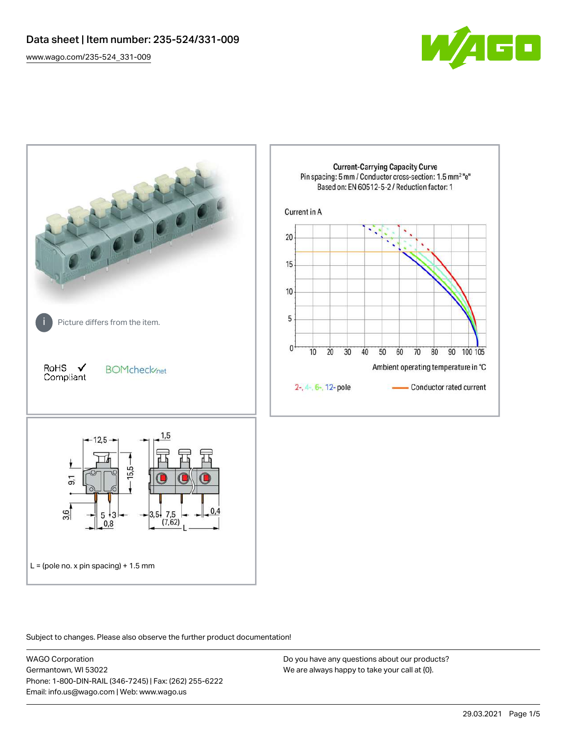# Data sheet | Item number: 235-524/331-009

www.wago.com/235-524_331-009

Picture differs from the item.

RoHS ✓ Compliant

BOMcheck.net

**Current-Carrying Capacity Curve**
Pin spacing: 5 mm / Conductor cross-section: 1.5 mm² "e"
Based on: EN 60512-5-2 / Reduction factor: 1

Current in A

Ambient operating temperature in °C

2-, 4-, 6-, 12- pole — Conductor rated current

L = (pole no. x pin spacing) + 1.5 mm

Subject to changes. Please also observe the further product documentation!

WAGO Corporation
Germantown, WI 53022
Phone: 1-800-DIN-RAIL (346-7245) | Fax: (262) 255-6222
Email: info.us@wago.com | Web: www.wago.us

Do you have any questions about our products?
We are always happy to take your call at {0}.

29.03.2021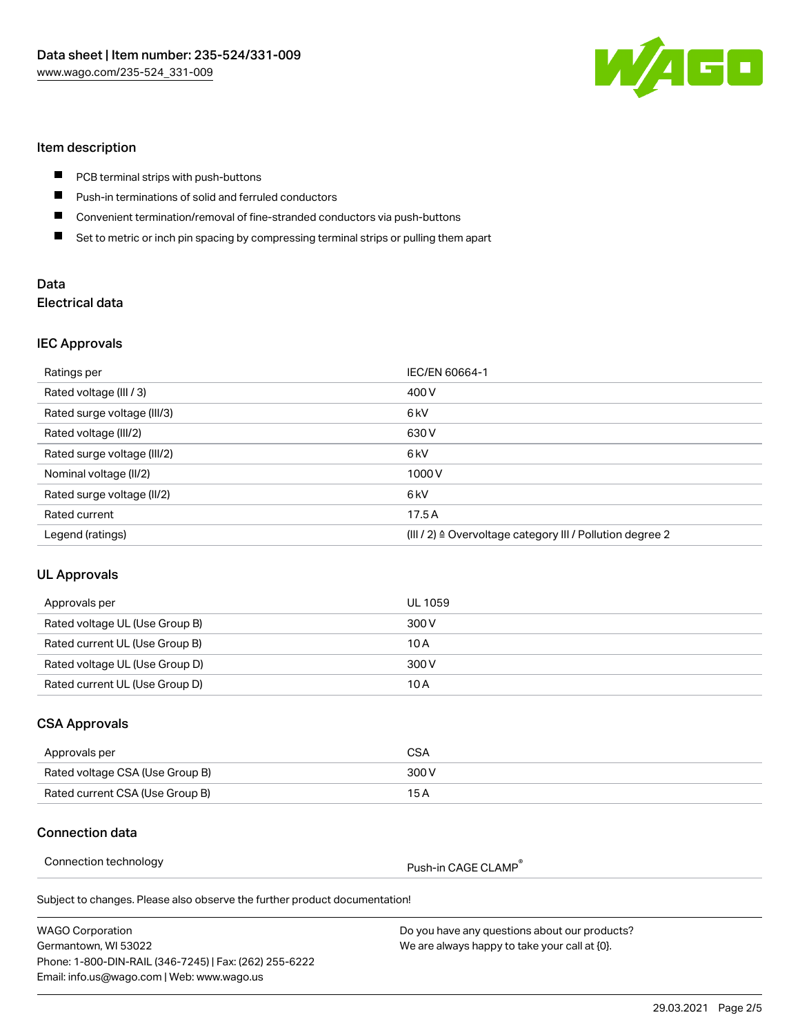## Item description

- PCB terminal strips with push-buttons
- Push-in terminations of solid and ferruled conductors
- Convenient termination/removal of fine-stranded conductors via push-buttons
- Set to metric or inch pin spacing by compressing terminal strips or pulling them apart

## Data

### Electrical data

#### IEC Approvals

| Ratings per | IEC/EN 60664-1 |
|---|---|
| Rated voltage (III / 3) | 400 V |
| Rated surge voltage (III/3) | 6 kV |
| Rated voltage (III/2) | 630 V |
| Rated surge voltage (III/2) | 6 kV |
| Nominal voltage (II/2) | 1000 V |
| Rated surge voltage (II/2) | 6 kV |
| Rated current | 17.5 A |
| Legend (ratings) | (III / 2) ≙ Overvoltage category III / Pollution degree 2 |

#### UL Approvals

| Approvals per | UL 1059 |
|---|---|
| Rated voltage UL (Use Group B) | 300 V |
| Rated current UL (Use Group B) | 10 A |
| Rated voltage UL (Use Group D) | 300 V |
| Rated current UL (Use Group D) | 10 A |

#### CSA Approvals

| Approvals per | CSA |
|---|---|
| Rated voltage CSA (Use Group B) | 300 V |
| Rated current CSA (Use Group B) | 15 A |

### Connection data

| Connection technology | Push-in CAGE CLAMP® |
|---|---|

Subject to changes. Please also observe the further product documentation!

WAGO Corporation
Germantown, WI 53022
Phone: 1-800-DIN-RAIL (346-7245) | Fax: (262) 255-6222
Email: info.us@wago.com | Web: www.wago.us

Do you have any questions about our products?
We are always happy to take your call at {0}.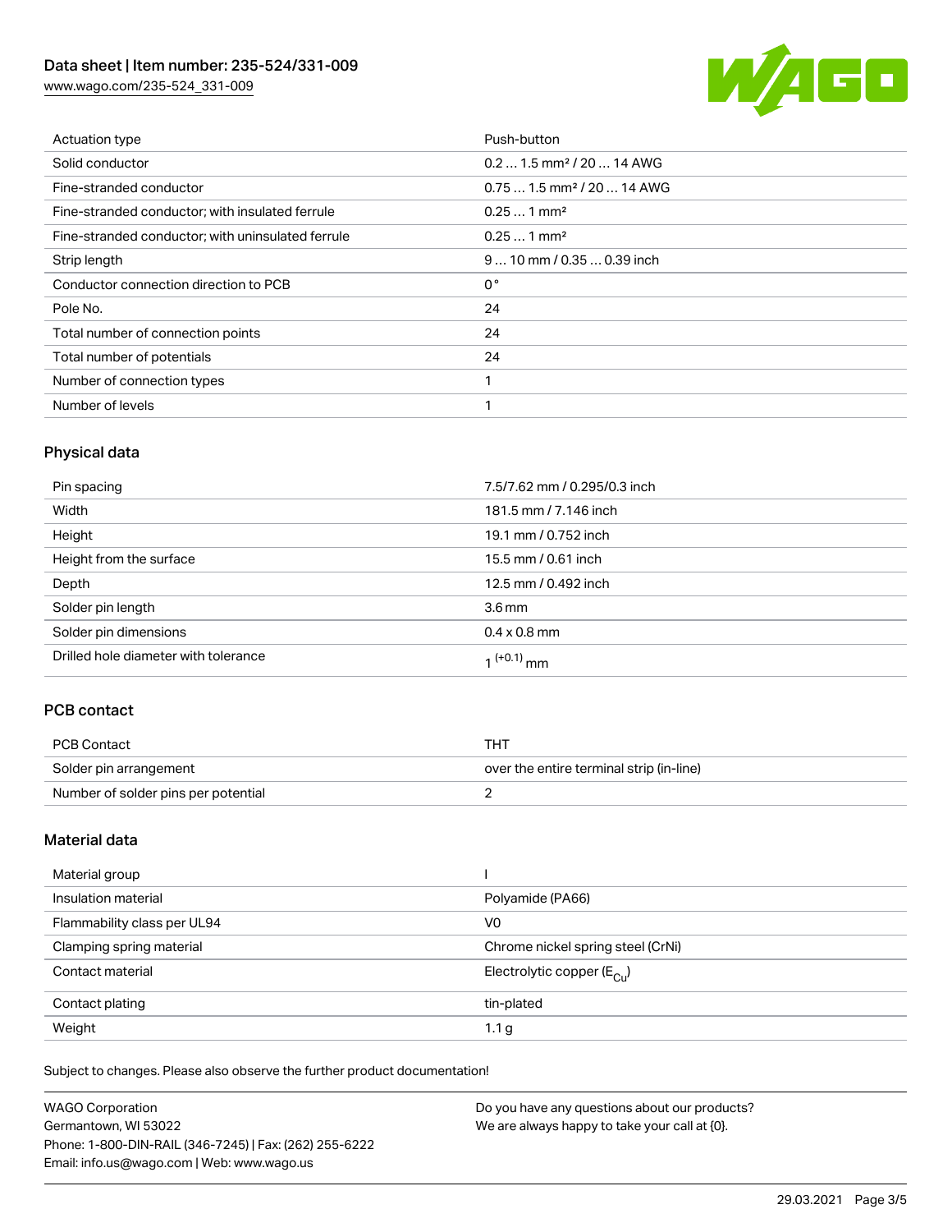| Actuation type | Push-button |
| --- | --- |
| Solid conductor | 0.2 … 1.5 mm² / 20 … 14 AWG |
| Fine-stranded conductor | 0.75 … 1.5 mm² / 20 … 14 AWG |
| Fine-stranded conductor; with insulated ferrule | 0.25 … 1 mm² |
| Fine-stranded conductor; with uninsulated ferrule | 0.25 … 1 mm² |
| Strip length | 9 … 10 mm / 0.35 … 0.39 inch |
| Conductor connection direction to PCB | 0 ° |
| Pole No. | 24 |
| Total number of connection points | 24 |
| Total number of potentials | 24 |
| Number of connection types | 1 |
| Number of levels | 1 |

## Physical data

| Pin spacing | 7.5/7.62 mm / 0.295/0.3 inch |
| --- | --- |
| Width | 181.5 mm / 7.146 inch |
| Height | 19.1 mm / 0.752 inch |
| Height from the surface | 15.5 mm / 0.61 inch |
| Depth | 12.5 mm / 0.492 inch |
| Solder pin length | 3.6 mm |
| Solder pin dimensions | 0.4 x 0.8 mm |
| Drilled hole diameter with tolerance | $1^{(+0.1)}$ mm |

## PCB contact

| PCB Contact | THT |
| --- | --- |
| Solder pin arrangement | over the entire terminal strip (in-line) |
| Number of solder pins per potential | 2 |

## Material data

| Material group | I |
| --- | --- |
| Insulation material | Polyamide (PA66) |
| Flammability class per UL94 | V0 |
| Clamping spring material | Chrome nickel spring steel (CrNi) |
| Contact material | Electrolytic copper ($E_{Cu}$) |
| Contact plating | tin-plated |
| Weight | 1.1 g |

Subject to changes. Please also observe the further product documentation!

WAGO Corporation
Germantown, WI 53022
Phone: 1-800-DIN-RAIL (346-7245) | Fax: (262) 255-6222
Email: info.us@wago.com | Web: www.wago.us

Do you have any questions about our products?
We are always happy to take your call at {0}.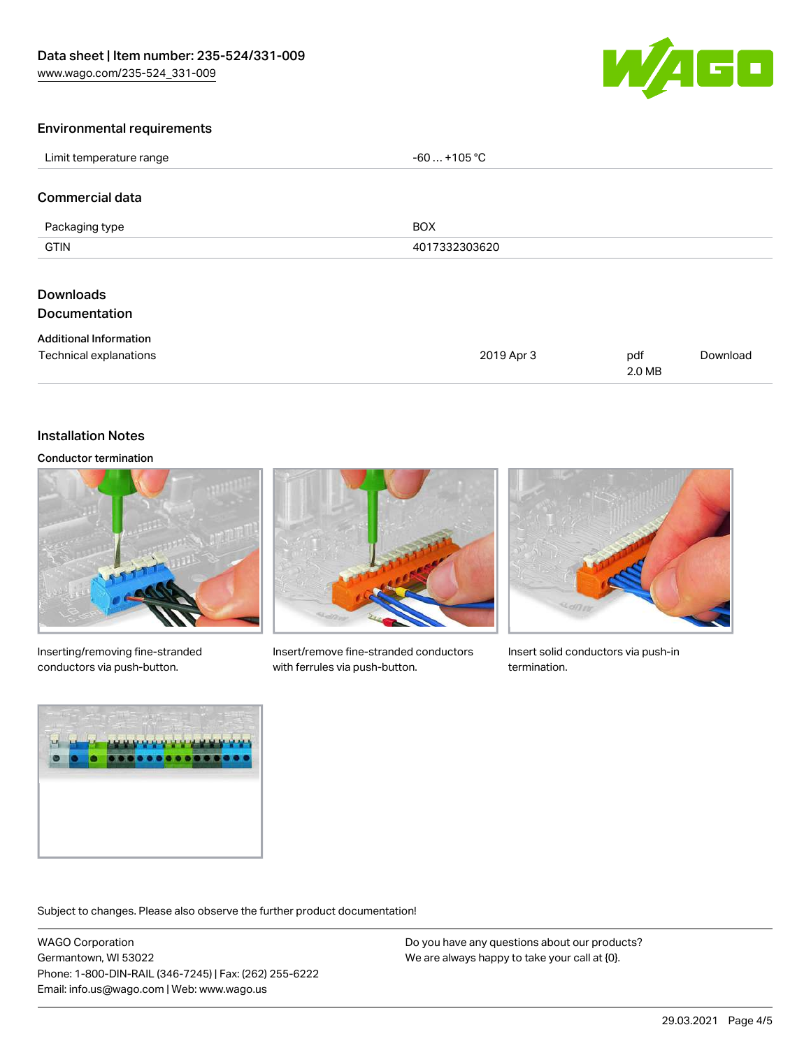## Environmental requirements

| Limit temperature range | -60 … +105 °C |
| --- | --- |

## Commercial data

| Packaging type | BOX |
| --- | --- |
| GTIN | 4017332303620 |

## Downloads
## Documentation

### Additional Information

| Technical explanations | 2019 Apr 3 | pdf 2.0 MB | Download |
| --- | --- | --- | --- |

## Installation Notes

### Conductor termination

Inserting/removing fine-stranded conductors via push-button.

Insert/remove fine-stranded conductors with ferrules via push-button.

Insert solid conductors via push-in termination.

Subject to changes. Please also observe the further product documentation!

WAGO Corporation
Germantown, WI 53022
Phone: 1-800-DIN-RAIL (346-7245) | Fax: (262) 255-6222
Email: info.us@wago.com | Web: www.wago.us

Do you have any questions about our products?
We are always happy to take your call at {0}.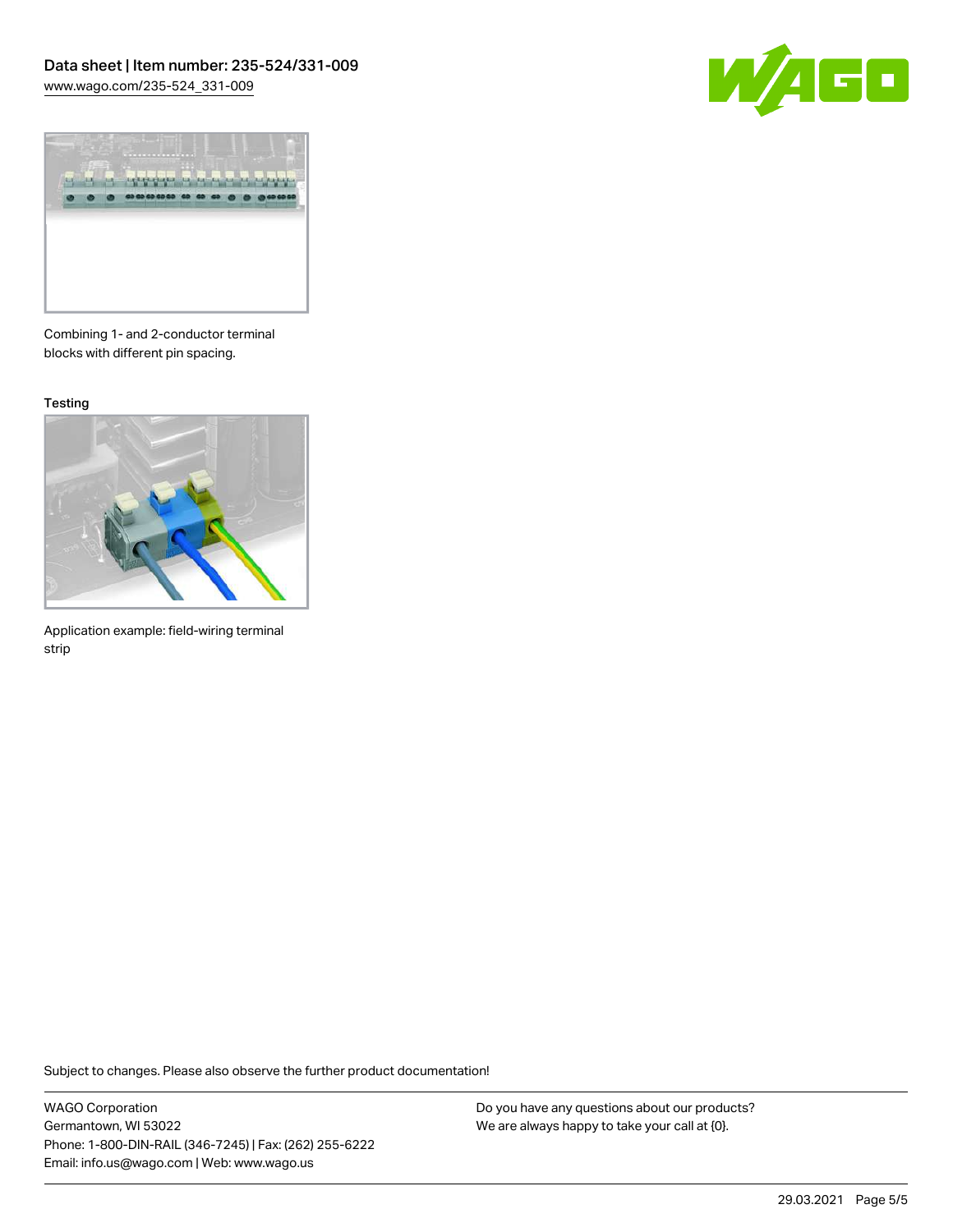Combining 1- and 2-conductor terminal blocks with different pin spacing.

Testing

Application example: field-wiring terminal strip

Subject to changes. Please also observe the further product documentation!

WAGO Corporation
Germantown, WI 53022
Phone: 1-800-DIN-RAIL (346-7245) | Fax: (262) 255-6222
Email: info.us@wago.com | Web: www.wago.us

Do you have any questions about our products?
We are always happy to take your call at {0}.